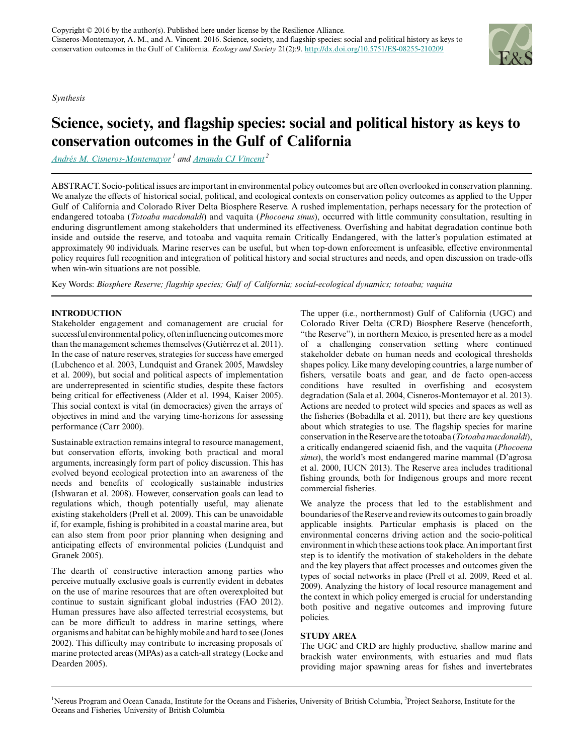Copyright © 2016 by the author(s). Published here under license by the Resilience Alliance.
Cisneros-Montemayor, A. M., and A. Vincent. 2016. Science, society, and flagship species: social and political history as keys to conservation outcomes in the Gulf of California. *Ecology and Society* 21(2):9. http://dx.doi.org/10.5751/ES-08255-210209

*Synthesis*

# Science, society, and flagship species: social and political history as keys to conservation outcomes in the Gulf of California

*Andrés M. Cisneros-Montemayor*[1] *and Amanda CJ Vincent*[2]

ABSTRACT. Socio-political issues are important in environmental policy outcomes but are often overlooked in conservation planning. We analyze the effects of historical social, political, and ecological contexts on conservation policy outcomes as applied to the Upper Gulf of California and Colorado River Delta Biosphere Reserve. A rushed implementation, perhaps necessary for the protection of endangered totoaba (*Totoaba macdonaldi*) and vaquita (*Phocoena sinus*), occurred with little community consultation, resulting in enduring disgruntlement among stakeholders that undermined its effectiveness. Overfishing and habitat degradation continue both inside and outside the reserve, and totoaba and vaquita remain Critically Endangered, with the latter's population estimated at approximately 90 individuals. Marine reserves can be useful, but when top-down enforcement is unfeasible, effective environmental policy requires full recognition and integration of political history and social structures and needs, and open discussion on trade-offs when win-win situations are not possible.

Key Words: *Biosphere Reserve; flagship species; Gulf of California; social-ecological dynamics; totoaba; vaquita*

## INTRODUCTION

Stakeholder engagement and comanagement are crucial for successful environmental policy, often influencing outcomes more than the management schemes themselves (Gutiérrez et al. 2011). In the case of nature reserves, strategies for success have emerged (Lubchenco et al. 2003, Lundquist and Granek 2005, Mawdsley et al. 2009), but social and political aspects of implementation are underrepresented in scientific studies, despite these factors being critical for effectiveness (Alder et al. 1994, Kaiser 2005). This social context is vital (in democracies) given the arrays of objectives in mind and the varying time-horizons for assessing performance (Carr 2000).

Sustainable extraction remains integral to resource management, but conservation efforts, invoking both practical and moral arguments, increasingly form part of policy discussion. This has evolved beyond ecological protection into an awareness of the needs and benefits of ecologically sustainable industries (Ishwaran et al. 2008). However, conservation goals can lead to regulations which, though potentially useful, may alienate existing stakeholders (Prell et al. 2009). This can be unavoidable if, for example, fishing is prohibited in a coastal marine area, but can also stem from poor prior planning when designing and anticipating effects of environmental policies (Lundquist and Granek 2005).

The dearth of constructive interaction among parties who perceive mutually exclusive goals is currently evident in debates on the use of marine resources that are often overexploited but continue to sustain significant global industries (FAO 2012). Human pressures have also affected terrestrial ecosystems, but can be more difficult to address in marine settings, where organisms and habitat can be highly mobile and hard to see (Jones 2002). This difficulty may contribute to increasing proposals of marine protected areas (MPAs) as a catch-all strategy (Locke and Dearden 2005).

The upper (i.e., northernmost) Gulf of California (UGC) and Colorado River Delta (CRD) Biosphere Reserve (henceforth, "the Reserve"), in northern Mexico, is presented here as a model of a challenging conservation setting where continued stakeholder debate on human needs and ecological thresholds shapes policy. Like many developing countries, a large number of fishers, versatile boats and gear, and de facto open-access conditions have resulted in overfishing and ecosystem degradation (Sala et al. 2004, Cisneros-Montemayor et al. 2013). Actions are needed to protect wild species and spaces as well as the fisheries (Bobadilla et al. 2011), but there are key questions about which strategies to use. The flagship species for marine conservation in the Reserve are the totoaba (*Totoaba macdonaldi*), a critically endangered sciaenid fish, and the vaquita (*Phocoena sinus*), the world's most endangered marine mammal (D'agrosa et al. 2000, IUCN 2013). The Reserve area includes traditional fishing grounds, both for Indigenous groups and more recent commercial fisheries.

We analyze the process that led to the establishment and boundaries of the Reserve and review its outcomes to gain broadly applicable insights. Particular emphasis is placed on the environmental concerns driving action and the socio-political environment in which these actions took place. An important first step is to identify the motivation of stakeholders in the debate and the key players that affect processes and outcomes given the types of social networks in place (Prell et al. 2009, Reed et al. 2009). Analyzing the history of local resource management and the context in which policy emerged is crucial for understanding both positive and negative outcomes and improving future policies.

## STUDY AREA

The UGC and CRD are highly productive, shallow marine and brackish water environments, with estuaries and mud flats providing major spawning areas for fishes and invertebrates

[1] Nereus Program and Ocean Canada, Institute for the Oceans and Fisheries, University of British Columbia, [2] Project Seahorse, Institute for the Oceans and Fisheries, University of British Columbia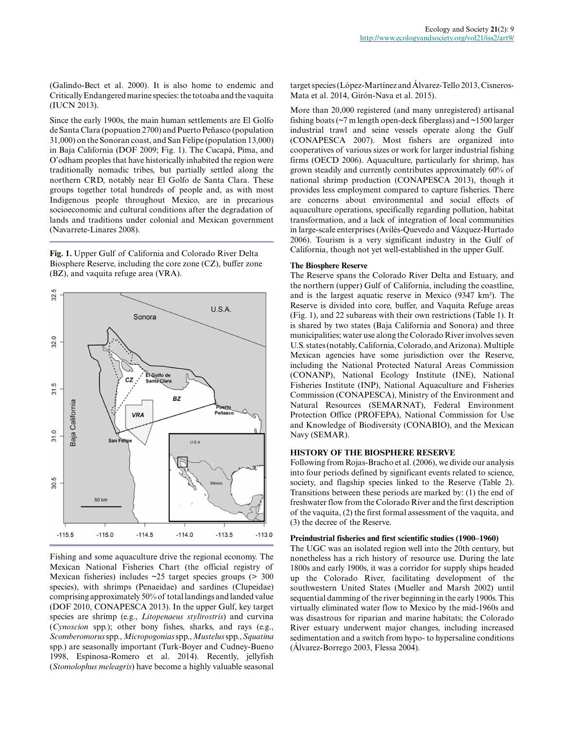(Galindo-Bect et al. 2000). It is also home to endemic and Critically Endangered marine species: the totoaba and the vaquita (IUCN 2013).

Since the early 1900s, the main human settlements are El Golfo de Santa Clara (popuation 2700) and Puerto Peñasco (population 31,000) on the Sonoran coast, and San Felipe (population 13,000) in Baja California (DOF 2009; Fig. 1). The Cucapá, Pima, and O'odham peoples that have historically inhabited the region were traditionally nomadic tribes, but partially settled along the northern CRD, notably near El Golfo de Santa Clara. These groups together total hundreds of people and, as with most Indigenous people throughout Mexico, are in precarious socioeconomic and cultural conditions after the degradation of lands and traditions under colonial and Mexican government (Navarrete-Linares 2008).

**Fig. 1.** Upper Gulf of California and Colorado River Delta Biosphere Reserve, including the core zone (CZ), buffer zone (BZ), and vaquita refuge area (VRA).

Fishing and some aquaculture drive the regional economy. The Mexican National Fisheries Chart (the official registry of Mexican fisheries) includes ~25 target species groups (> 300 species), with shrimps (Penaeidae) and sardines (Clupeidae) comprising approximately 50% of total landings and landed value (DOF 2010, CONAPESCA 2013). In the upper Gulf, key target species are shrimp (e.g., *Litopenaeus stylirostris*) and curvina (*Cynoscion* spp.); other bony fishes, sharks, and rays (e.g., *Scomberomorus* spp., *Micropogonias* spp., *Mustelus* spp., *Squatina* spp.) are seasonally important (Turk-Boyer and Cudney-Bueno 1998, Espinosa-Romero et al. 2014). Recently, jellyfish (*Stomolophus meleagris*) have become a highly valuable seasonal target species (López-Martínez and Álvarez-Tello 2013, Cisneros-Mata et al. 2014, Girón-Nava et al. 2015).

More than 20,000 registered (and many unregistered) artisanal fishing boats (~7 m length open-deck fiberglass) and ~1500 larger industrial trawl and seine vessels operate along the Gulf (CONAPESCA 2007). Most fishers are organized into cooperatives of various sizes or work for larger industrial fishing firms (OECD 2006). Aquaculture, particularly for shrimp, has grown steadily and currently contributes approximately 60% of national shrimp production (CONAPESCA 2013), though it provides less employment compared to capture fisheries. There are concerns about environmental and social effects of aquaculture operations, specifically regarding pollution, habitat transformation, and a lack of integration of local communities in large-scale enterprises (Avilés-Quevedo and Vázquez-Hurtado 2006). Tourism is a very significant industry in the Gulf of California, though not yet well-established in the upper Gulf.

### The Biosphere Reserve

The Reserve spans the Colorado River Delta and Estuary, and the northern (upper) Gulf of California, including the coastline, and is the largest aquatic reserve in Mexico (9347 km²). The Reserve is divided into core, buffer, and Vaquita Refuge areas (Fig. 1), and 22 subareas with their own restrictions (Table 1). It is shared by two states (Baja California and Sonora) and three municipalities; water use along the Colorado River involves seven U.S. states (notably, California, Colorado, and Arizona). Multiple Mexican agencies have some jurisdiction over the Reserve, including the National Protected Natural Areas Commission (CONANP), National Ecology Institute (INE), National Fisheries Institute (INP), National Aquaculture and Fisheries Commission (CONAPESCA), Ministry of the Environment and Natural Resources (SEMARNAT), Federal Environment Protection Office (PROFEPA), National Commission for Use and Knowledge of Biodiversity (CONABIO), and the Mexican Navy (SEMAR).

## HISTORY OF THE BIOSPHERE RESERVE

Following from Rojas-Bracho et al. (2006), we divide our analysis into four periods defined by significant events related to science, society, and flagship species linked to the Reserve (Table 2). Transitions between these periods are marked by: (1) the end of freshwater flow from the Colorado River and the first description of the vaquita, (2) the first formal assessment of the vaquita, and (3) the decree of the Reserve.

### Preindustrial fisheries and first scientific studies (1900–1960)

The UGC was an isolated region well into the 20th century, but nonetheless has a rich history of resource use. During the late 1800s and early 1900s, it was a corridor for supply ships headed up the Colorado River, facilitating development of the southwestern United States (Mueller and Marsh 2002) until sequential damming of the river beginning in the early 1900s. This virtually eliminated water flow to Mexico by the mid-1960s and was disastrous for riparian and marine habitats; the Colorado River estuary underwent major changes, including increased sedimentation and a switch from hypo- to hypersaline conditions (Álvarez-Borrego 2003, Flessa 2004).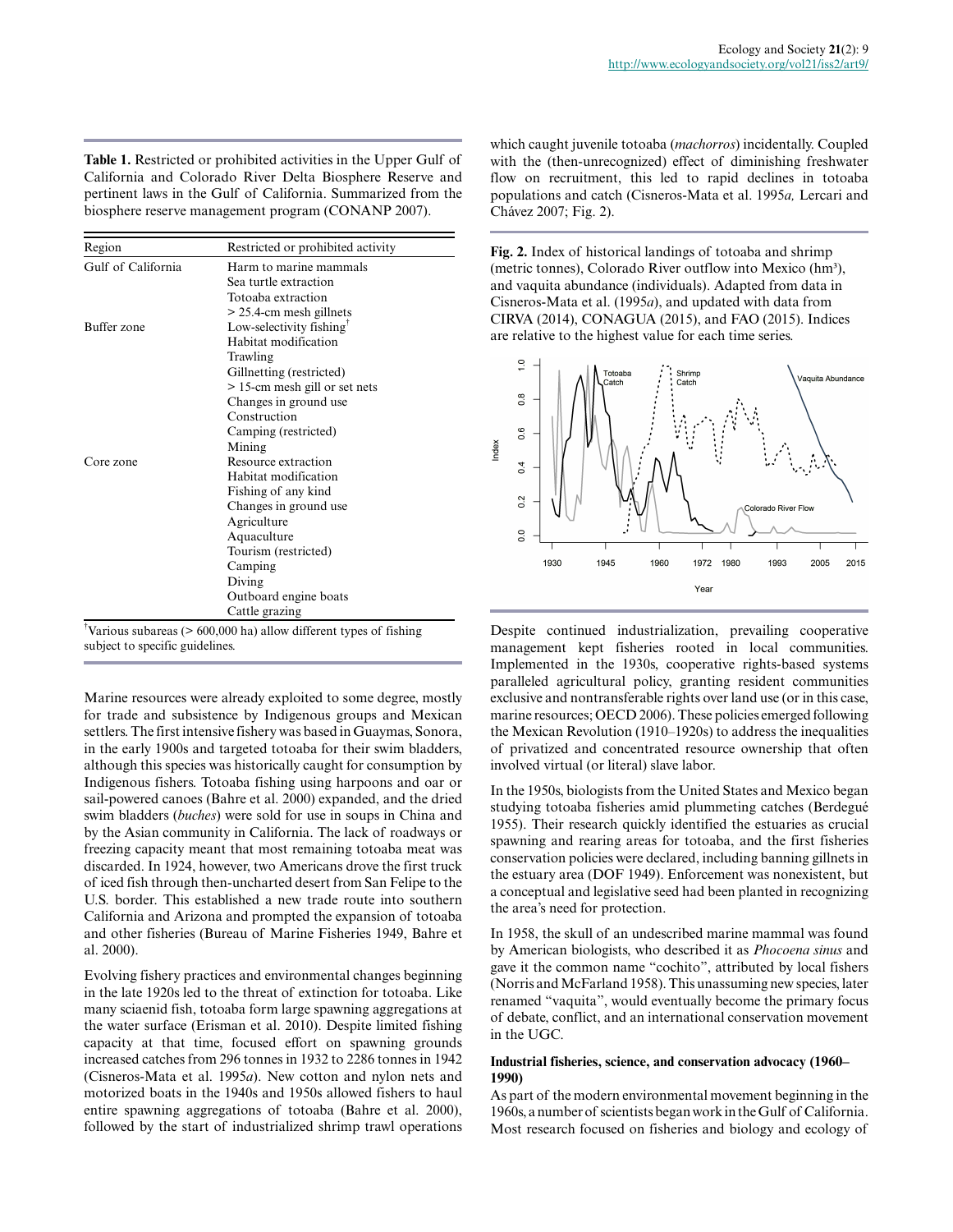**Table 1.** Restricted or prohibited activities in the Upper Gulf of California and Colorado River Delta Biosphere Reserve and pertinent laws in the Gulf of California. Summarized from the biosphere reserve management program (CONANP 2007).

| Region | Restricted or prohibited activity |
|---|---|
| Gulf of California | Harm to marine mammals |
| | Sea turtle extraction |
| | Totoaba extraction |
| | > 25.4-cm mesh gillnets |
| Buffer zone | Low-selectivity fishing† |
| | Habitat modification |
| | Trawling |
| | Gillnetting (restricted) |
| | > 15-cm mesh gill or set nets |
| | Changes in ground use |
| | Construction |
| | Camping (restricted) |
| | Mining |
| Core zone | Resource extraction |
| | Habitat modification |
| | Fishing of any kind |
| | Changes in ground use |
| | Agriculture |
| | Aquaculture |
| | Tourism (restricted) |
| | Camping |
| | Diving |
| | Outboard engine boats |
| | Cattle grazing |

†Various subareas (> 600,000 ha) allow different types of fishing subject to specific guidelines.

Marine resources were already exploited to some degree, mostly for trade and subsistence by Indigenous groups and Mexican settlers. The first intensive fishery was based in Guaymas, Sonora, in the early 1900s and targeted totoaba for their swim bladders, although this species was historically caught for consumption by Indigenous fishers. Totoaba fishing using harpoons and oar or sail-powered canoes (Bahre et al. 2000) expanded, and the dried swim bladders (*buches*) were sold for use in soups in China and by the Asian community in California. The lack of roadways or freezing capacity meant that most remaining totoaba meat was discarded. In 1924, however, two Americans drove the first truck of iced fish through then-uncharted desert from San Felipe to the U.S. border. This established a new trade route into southern California and Arizona and prompted the expansion of totoaba and other fisheries (Bureau of Marine Fisheries 1949, Bahre et al. 2000).

Evolving fishery practices and environmental changes beginning in the late 1920s led to the threat of extinction for totoaba. Like many sciaenid fish, totoaba form large spawning aggregations at the water surface (Erisman et al. 2010). Despite limited fishing capacity at that time, focused effort on spawning grounds increased catches from 296 tonnes in 1932 to 2286 tonnes in 1942 (Cisneros-Mata et al. 1995*a*). New cotton and nylon nets and motorized boats in the 1940s and 1950s allowed fishers to haul entire spawning aggregations of totoaba (Bahre et al. 2000), followed by the start of industrialized shrimp trawl operations which caught juvenile totoaba (*machorros*) incidentally. Coupled with the (then-unrecognized) effect of diminishing freshwater flow on recruitment, this led to rapid declines in totoaba populations and catch (Cisneros-Mata et al. 1995*a,* Lercari and Chávez 2007; Fig. 2).

**Fig. 2.** Index of historical landings of totoaba and shrimp (metric tonnes), Colorado River outflow into Mexico (hm³), and vaquita abundance (individuals). Adapted from data in Cisneros-Mata et al. (1995*a*), and updated with data from CIRVA (2014), CONAGUA (2015), and FAO (2015). Indices are relative to the highest value for each time series.

Despite continued industrialization, prevailing cooperative management kept fisheries rooted in local communities. Implemented in the 1930s, cooperative rights-based systems paralleled agricultural policy, granting resident communities exclusive and nontransferable rights over land use (or in this case, marine resources; OECD 2006). These policies emerged following the Mexican Revolution (1910–1920s) to address the inequalities of privatized and concentrated resource ownership that often involved virtual (or literal) slave labor.

In the 1950s, biologists from the United States and Mexico began studying totoaba fisheries amid plummeting catches (Berdegué 1955). Their research quickly identified the estuaries as crucial spawning and rearing areas for totoaba, and the first fisheries conservation policies were declared, including banning gillnets in the estuary area (DOF 1949). Enforcement was nonexistent, but a conceptual and legislative seed had been planted in recognizing the area's need for protection.

In 1958, the skull of an undescribed marine mammal was found by American biologists, who described it as *Phocoena sinus* and gave it the common name "cochito", attributed by local fishers (Norris and McFarland 1958). This unassuming new species, later renamed "vaquita", would eventually become the primary focus of debate, conflict, and an international conservation movement in the UGC.

### Industrial fisheries, science, and conservation advocacy (1960–1990)

As part of the modern environmental movement beginning in the 1960s, a number of scientists began work in the Gulf of California. Most research focused on fisheries and biology and ecology of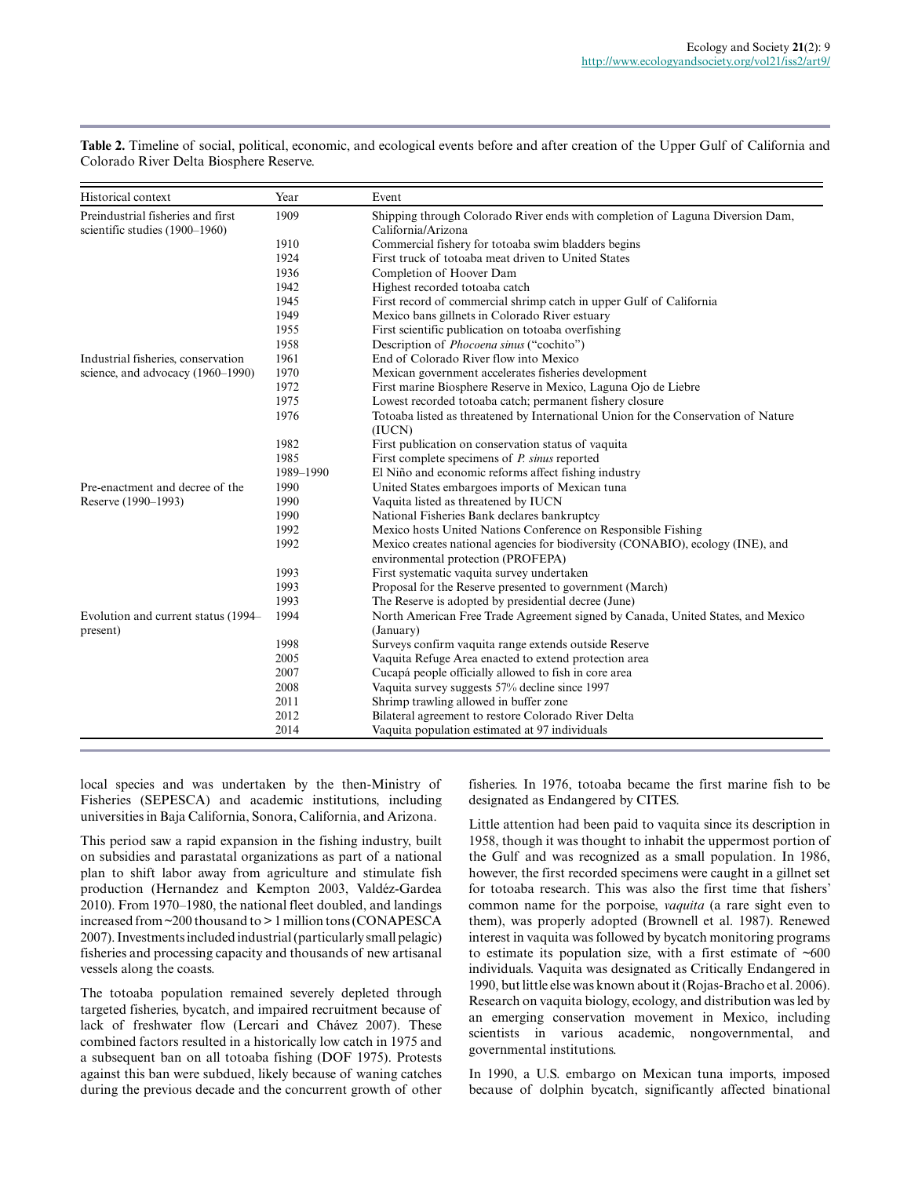**Table 2.** Timeline of social, political, economic, and ecological events before and after creation of the Upper Gulf of California and Colorado River Delta Biosphere Reserve.

| Historical context | Year | Event |
|---|---|---|
| Preindustrial fisheries and first scientific studies (1900–1960) | 1909 | Shipping through Colorado River ends with completion of Laguna Diversion Dam, California/Arizona |
| | 1910 | Commercial fishery for totoaba swim bladders begins |
| | 1924 | First truck of totoaba meat driven to United States |
| | 1936 | Completion of Hoover Dam |
| | 1942 | Highest recorded totoaba catch |
| | 1945 | First record of commercial shrimp catch in upper Gulf of California |
| | 1949 | Mexico bans gillnets in Colorado River estuary |
| | 1955 | First scientific publication on totoaba overfishing |
| | 1958 | Description of *Phocoena sinus* ("cochito") |
| Industrial fisheries, conservation science, and advocacy (1960–1990) | 1961 | End of Colorado River flow into Mexico |
| | 1970 | Mexican government accelerates fisheries development |
| | 1972 | First marine Biosphere Reserve in Mexico, Laguna Ojo de Liebre |
| | 1975 | Lowest recorded totoaba catch; permanent fishery closure |
| | 1976 | Totoaba listed as threatened by International Union for the Conservation of Nature (IUCN) |
| | 1982 | First publication on conservation status of vaquita |
| | 1985 | First complete specimens of *P. sinus* reported |
| | 1989–1990 | El Niño and economic reforms affect fishing industry |
| Pre-enactment and decree of the Reserve (1990–1993) | 1990 | United States embargoes imports of Mexican tuna |
| | 1990 | Vaquita listed as threatened by IUCN |
| | 1990 | National Fisheries Bank declares bankruptcy |
| | 1992 | Mexico hosts United Nations Conference on Responsible Fishing |
| | 1992 | Mexico creates national agencies for biodiversity (CONABIO), ecology (INE), and environmental protection (PROFEPA) |
| | 1993 | First systematic vaquita survey undertaken |
| | 1993 | Proposal for the Reserve presented to government (March) |
| | 1993 | The Reserve is adopted by presidential decree (June) |
| Evolution and current status (1994–present) | 1994 | North American Free Trade Agreement signed by Canada, United States, and Mexico (January) |
| | 1998 | Surveys confirm vaquita range extends outside Reserve |
| | 2005 | Vaquita Refuge Area enacted to extend protection area |
| | 2007 | Cucapá people officially allowed to fish in core area |
| | 2008 | Vaquita survey suggests 57% decline since 1997 |
| | 2011 | Shrimp trawling allowed in buffer zone |
| | 2012 | Bilateral agreement to restore Colorado River Delta |
| | 2014 | Vaquita population estimated at 97 individuals |

local species and was undertaken by the then-Ministry of Fisheries (SEPESCA) and academic institutions, including universities in Baja California, Sonora, California, and Arizona.

This period saw a rapid expansion in the fishing industry, built on subsidies and parastatal organizations as part of a national plan to shift labor away from agriculture and stimulate fish production (Hernandez and Kempton 2003, Valdéz-Gardea 2010). From 1970–1980, the national fleet doubled, and landings increased from ~200 thousand to > 1 million tons (CONAPESCA 2007). Investments included industrial (particularly small pelagic) fisheries and processing capacity and thousands of new artisanal vessels along the coasts.

The totoaba population remained severely depleted through targeted fisheries, bycatch, and impaired recruitment because of lack of freshwater flow (Lercari and Chávez 2007). These combined factors resulted in a historically low catch in 1975 and a subsequent ban on all totoaba fishing (DOF 1975). Protests against this ban were subdued, likely because of waning catches during the previous decade and the concurrent growth of other fisheries. In 1976, totoaba became the first marine fish to be designated as Endangered by CITES.

Little attention had been paid to vaquita since its description in 1958, though it was thought to inhabit the uppermost portion of the Gulf and was recognized as a small population. In 1986, however, the first recorded specimens were caught in a gillnet set for totoaba research. This was also the first time that fishers' common name for the porpoise, *vaquita* (a rare sight even to them), was properly adopted (Brownell et al. 1987). Renewed interest in vaquita was followed by bycatch monitoring programs to estimate its population size, with a first estimate of ~600 individuals. Vaquita was designated as Critically Endangered in 1990, but little else was known about it (Rojas-Bracho et al. 2006). Research on vaquita biology, ecology, and distribution was led by an emerging conservation movement in Mexico, including scientists in various academic, nongovernmental, and governmental institutions.

In 1990, a U.S. embargo on Mexican tuna imports, imposed because of dolphin bycatch, significantly affected binational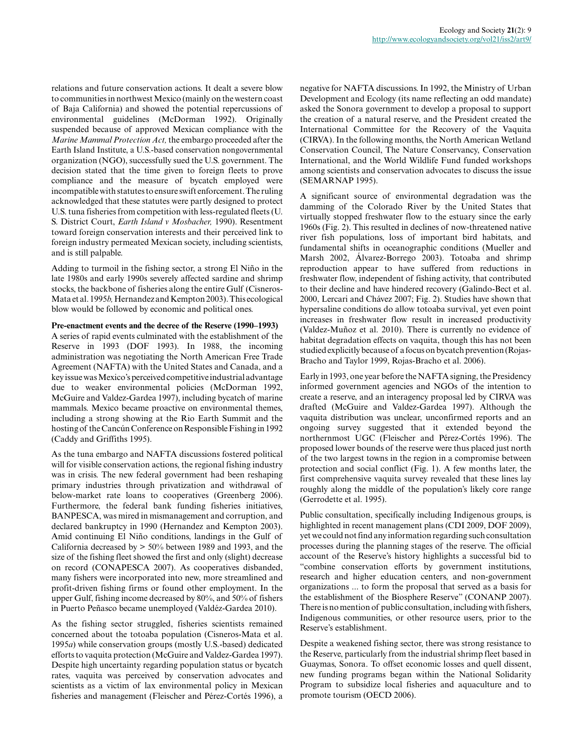relations and future conservation actions. It dealt a severe blow to communities in northwest Mexico (mainly on the western coast of Baja California) and showed the potential repercussions of environmental guidelines (McDorman 1992). Originally suspended because of approved Mexican compliance with the *Marine Mammal Protection Act,* the embargo proceeded after the Earth Island Institute, a U.S.-based conservation nongovernmental organization (NGO), successfully sued the U.S. government. The decision stated that the time given to foreign fleets to prove compliance and the measure of bycatch employed were incompatible with statutes to ensure swift enforcement. The ruling acknowledged that these statutes were partly designed to protect U.S. tuna fisheries from competition with less-regulated fleets (U. S. District Court, *Earth Island v Mosbacher,* 1990). Resentment toward foreign conservation interests and their perceived link to foreign industry permeated Mexican society, including scientists, and is still palpable.

Adding to turmoil in the fishing sector, a strong El Niño in the late 1980s and early 1990s severely affected sardine and shrimp stocks, the backbone of fisheries along the entire Gulf (Cisneros-Mata et al. 1995*b,* Hernandez and Kempton 2003). This ecological blow would be followed by economic and political ones.

**Pre-enactment events and the decree of the Reserve (1990–1993)**

A series of rapid events culminated with the establishment of the Reserve in 1993 (DOF 1993). In 1988, the incoming administration was negotiating the North American Free Trade Agreement (NAFTA) with the United States and Canada, and a key issue was Mexico's perceived competitive industrial advantage due to weaker environmental policies (McDorman 1992, McGuire and Valdez-Gardea 1997), including bycatch of marine mammals. Mexico became proactive on environmental themes, including a strong showing at the Rio Earth Summit and the hosting of the Cancún Conference on Responsible Fishing in 1992 (Caddy and Griffiths 1995).

As the tuna embargo and NAFTA discussions fostered political will for visible conservation actions, the regional fishing industry was in crisis. The new federal government had been reshaping primary industries through privatization and withdrawal of below-market rate loans to cooperatives (Greenberg 2006). Furthermore, the federal bank funding fisheries initiatives, BANPESCA, was mired in mismanagement and corruption, and declared bankruptcy in 1990 (Hernandez and Kempton 2003). Amid continuing El Niño conditions, landings in the Gulf of California decreased by > 50% between 1989 and 1993, and the size of the fishing fleet showed the first and only (slight) decrease on record (CONAPESCA 2007). As cooperatives disbanded, many fishers were incorporated into new, more streamlined and profit-driven fishing firms or found other employment. In the upper Gulf, fishing income decreased by 80%, and 50% of fishers in Puerto Peñasco became unemployed (Valdéz-Gardea 2010).

As the fishing sector struggled, fisheries scientists remained concerned about the totoaba population (Cisneros-Mata et al. 1995*a*) while conservation groups (mostly U.S.-based) dedicated efforts to vaquita protection (McGuire and Valdez-Gardea 1997). Despite high uncertainty regarding population status or bycatch rates, vaquita was perceived by conservation advocates and scientists as a victim of lax environmental policy in Mexican fisheries and management (Fleischer and Pérez-Cortés 1996), a negative for NAFTA discussions. In 1992, the Ministry of Urban Development and Ecology (its name reflecting an odd mandate) asked the Sonora government to develop a proposal to support the creation of a natural reserve, and the President created the International Committee for the Recovery of the Vaquita (CIRVA). In the following months, the North American Wetland Conservation Council, The Nature Conservancy, Conservation International, and the World Wildlife Fund funded workshops among scientists and conservation advocates to discuss the issue (SEMARNAP 1995).

A significant source of environmental degradation was the damming of the Colorado River by the United States that virtually stopped freshwater flow to the estuary since the early 1960s (Fig. 2). This resulted in declines of now-threatened native river fish populations, loss of important bird habitats, and fundamental shifts in oceanographic conditions (Mueller and Marsh 2002, Álvarez-Borrego 2003). Totoaba and shrimp reproduction appear to have suffered from reductions in freshwater flow, independent of fishing activity, that contributed to their decline and have hindered recovery (Galindo-Bect et al. 2000, Lercari and Chávez 2007; Fig. 2). Studies have shown that hypersaline conditions do allow totoaba survival, yet even point increases in freshwater flow result in increased productivity (Valdez-Muñoz et al. 2010). There is currently no evidence of habitat degradation effects on vaquita, though this has not been studied explicitly because of a focus on bycatch prevention (Rojas-Bracho and Taylor 1999, Rojas-Bracho et al. 2006).

Early in 1993, one year before the NAFTA signing, the Presidency informed government agencies and NGOs of the intention to create a reserve, and an interagency proposal led by CIRVA was drafted (McGuire and Valdez-Gardea 1997). Although the vaquita distribution was unclear, unconfirmed reports and an ongoing survey suggested that it extended beyond the northernmost UGC (Fleischer and Pérez-Cortés 1996). The proposed lower bounds of the reserve were thus placed just north of the two largest towns in the region in a compromise between protection and social conflict (Fig. 1). A few months later, the first comprehensive vaquita survey revealed that these lines lay roughly along the middle of the population's likely core range (Gerrodette et al. 1995).

Public consultation, specifically including Indigenous groups, is highlighted in recent management plans (CDI 2009, DOF 2009), yet we could not find any information regarding such consultation processes during the planning stages of the reserve. The official account of the Reserve's history highlights a successful bid to "combine conservation efforts by government institutions, research and higher education centers, and non-government organizations ... to form the proposal that served as a basis for the establishment of the Biosphere Reserve" (CONANP 2007). There is no mention of public consultation, including with fishers, Indigenous communities, or other resource users, prior to the Reserve's establishment.

Despite a weakened fishing sector, there was strong resistance to the Reserve, particularly from the industrial shrimp fleet based in Guaymas, Sonora. To offset economic losses and quell dissent, new funding programs began within the National Solidarity Program to subsidize local fisheries and aquaculture and to promote tourism (OECD 2006).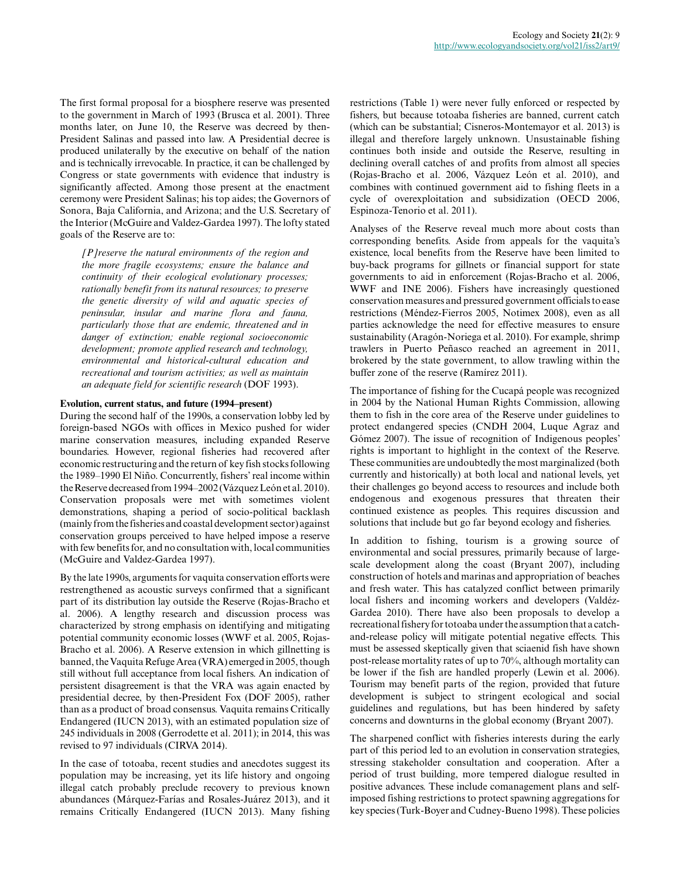The first formal proposal for a biosphere reserve was presented to the government in March of 1993 (Brusca et al. 2001). Three months later, on June 10, the Reserve was decreed by then-President Salinas and passed into law. A Presidential decree is produced unilaterally by the executive on behalf of the nation and is technically irrevocable. In practice, it can be challenged by Congress or state governments with evidence that industry is significantly affected. Among those present at the enactment ceremony were President Salinas; his top aides; the Governors of Sonora, Baja California, and Arizona; and the U.S. Secretary of the Interior (McGuire and Valdez-Gardea 1997). The lofty stated goals of the Reserve are to:

> *[P]reserve the natural environments of the region and the more fragile ecosystems; ensure the balance and continuity of their ecological evolutionary processes; rationally benefit from its natural resources; to preserve the genetic diversity of wild and aquatic species of peninsular, insular and marine flora and fauna, particularly those that are endemic, threatened and in danger of extinction; enable regional socioeconomic development; promote applied research and technology, environmental and historical-cultural education and recreational and tourism activities; as well as maintain an adequate field for scientific research* (DOF 1993).

### Evolution, current status, and future (1994–present)

During the second half of the 1990s, a conservation lobby led by foreign-based NGOs with offices in Mexico pushed for wider marine conservation measures, including expanded Reserve boundaries. However, regional fisheries had recovered after economic restructuring and the return of key fish stocks following the 1989–1990 El Niño. Concurrently, fishers' real income within the Reserve decreased from 1994–2002 (Vázquez León et al. 2010). Conservation proposals were met with sometimes violent demonstrations, shaping a period of socio-political backlash (mainly from the fisheries and coastal development sector) against conservation groups perceived to have helped impose a reserve with few benefits for, and no consultation with, local communities (McGuire and Valdez-Gardea 1997).

By the late 1990s, arguments for vaquita conservation efforts were restrengthened as acoustic surveys confirmed that a significant part of its distribution lay outside the Reserve (Rojas-Bracho et al. 2006). A lengthy research and discussion process was characterized by strong emphasis on identifying and mitigating potential community economic losses (WWF et al. 2005, Rojas-Bracho et al. 2006). A Reserve extension in which gillnetting is banned, the Vaquita Refuge Area (VRA) emerged in 2005, though still without full acceptance from local fishers. An indication of persistent disagreement is that the VRA was again enacted by presidential decree, by then-President Fox (DOF 2005), rather than as a product of broad consensus. Vaquita remains Critically Endangered (IUCN 2013), with an estimated population size of 245 individuals in 2008 (Gerrodette et al. 2011); in 2014, this was revised to 97 individuals (CIRVA 2014).

In the case of totoaba, recent studies and anecdotes suggest its population may be increasing, yet its life history and ongoing illegal catch probably preclude recovery to previous known abundances (Márquez-Farías and Rosales-Juárez 2013), and it remains Critically Endangered (IUCN 2013). Many fishing restrictions (Table 1) were never fully enforced or respected by fishers, but because totoaba fisheries are banned, current catch (which can be substantial; Cisneros-Montemayor et al. 2013) is illegal and therefore largely unknown. Unsustainable fishing continues both inside and outside the Reserve, resulting in declining overall catches of and profits from almost all species (Rojas-Bracho et al. 2006, Vázquez León et al. 2010), and combines with continued government aid to fishing fleets in a cycle of overexploitation and subsidization (OECD 2006, Espinoza-Tenorio et al. 2011).

Analyses of the Reserve reveal much more about costs than corresponding benefits. Aside from appeals for the vaquita's existence, local benefits from the Reserve have been limited to buy-back programs for gillnets or financial support for state governments to aid in enforcement (Rojas-Bracho et al. 2006, WWF and INE 2006). Fishers have increasingly questioned conservation measures and pressured government officials to ease restrictions (Méndez-Fierros 2005, Notimex 2008), even as all parties acknowledge the need for effective measures to ensure sustainability (Aragón-Noriega et al. 2010). For example, shrimp trawlers in Puerto Peñasco reached an agreement in 2011, brokered by the state government, to allow trawling within the buffer zone of the reserve (Ramírez 2011).

The importance of fishing for the Cucapá people was recognized in 2004 by the National Human Rights Commission, allowing them to fish in the core area of the Reserve under guidelines to protect endangered species (CNDH 2004, Luque Agraz and Gómez 2007). The issue of recognition of Indigenous peoples' rights is important to highlight in the context of the Reserve. These communities are undoubtedly the most marginalized (both currently and historically) at both local and national levels, yet their challenges go beyond access to resources and include both endogenous and exogenous pressures that threaten their continued existence as peoples. This requires discussion and solutions that include but go far beyond ecology and fisheries.

In addition to fishing, tourism is a growing source of environmental and social pressures, primarily because of large-scale development along the coast (Bryant 2007), including construction of hotels and marinas and appropriation of beaches and fresh water. This has catalyzed conflict between primarily local fishers and incoming workers and developers (Valdéz-Gardea 2010). There have also been proposals to develop a recreational fishery for totoaba under the assumption that a catch-and-release policy will mitigate potential negative effects. This must be assessed skeptically given that sciaenid fish have shown post-release mortality rates of up to 70%, although mortality can be lower if the fish are handled properly (Lewin et al. 2006). Tourism may benefit parts of the region, provided that future development is subject to stringent ecological and social guidelines and regulations, but has been hindered by safety concerns and downturns in the global economy (Bryant 2007).

The sharpened conflict with fisheries interests during the early part of this period led to an evolution in conservation strategies, stressing stakeholder consultation and cooperation. After a period of trust building, more tempered dialogue resulted in positive advances. These include comanagement plans and self-imposed fishing restrictions to protect spawning aggregations for key species (Turk-Boyer and Cudney-Bueno 1998). These policies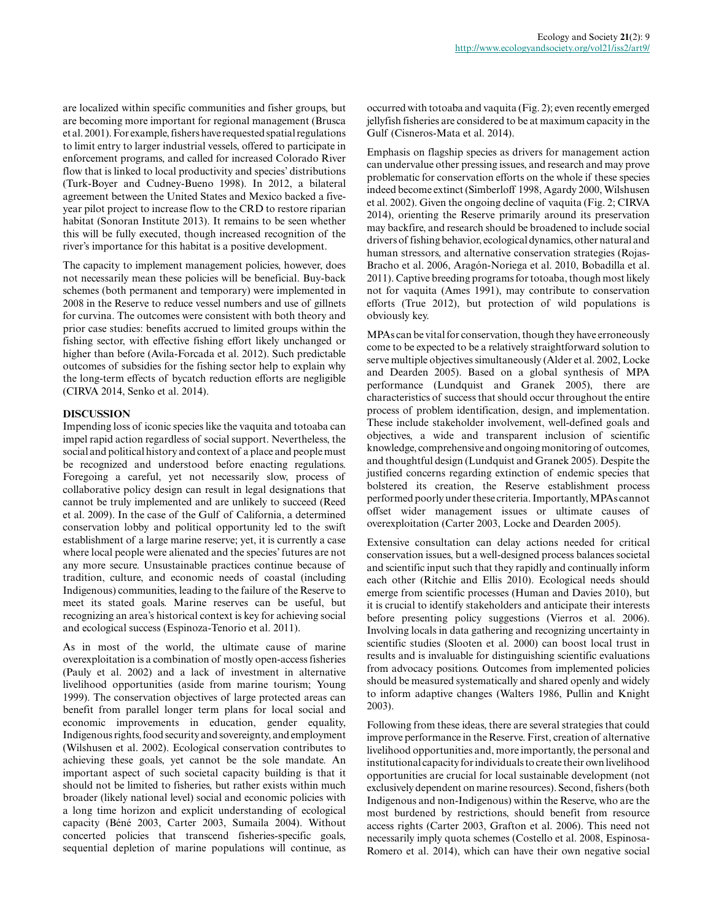are localized within specific communities and fisher groups, but are becoming more important for regional management (Brusca et al. 2001). For example, fishers have requested spatial regulations to limit entry to larger industrial vessels, offered to participate in enforcement programs, and called for increased Colorado River flow that is linked to local productivity and species' distributions (Turk-Boyer and Cudney-Bueno 1998). In 2012, a bilateral agreement between the United States and Mexico backed a five-year pilot project to increase flow to the CRD to restore riparian habitat (Sonoran Institute 2013). It remains to be seen whether this will be fully executed, though increased recognition of the river's importance for this habitat is a positive development.

The capacity to implement management policies, however, does not necessarily mean these policies will be beneficial. Buy-back schemes (both permanent and temporary) were implemented in 2008 in the Reserve to reduce vessel numbers and use of gillnets for curvina. The outcomes were consistent with both theory and prior case studies: benefits accrued to limited groups within the fishing sector, with effective fishing effort likely unchanged or higher than before (Avila-Forcada et al. 2012). Such predictable outcomes of subsidies for the fishing sector help to explain why the long-term effects of bycatch reduction efforts are negligible (CIRVA 2014, Senko et al. 2014).

## DISCUSSION

Impending loss of iconic species like the vaquita and totoaba can impel rapid action regardless of social support. Nevertheless, the social and political history and context of a place and people must be recognized and understood before enacting regulations. Foregoing a careful, yet not necessarily slow, process of collaborative policy design can result in legal designations that cannot be truly implemented and are unlikely to succeed (Reed et al. 2009). In the case of the Gulf of California, a determined conservation lobby and political opportunity led to the swift establishment of a large marine reserve; yet, it is currently a case where local people were alienated and the species' futures are not any more secure. Unsustainable practices continue because of tradition, culture, and economic needs of coastal (including Indigenous) communities, leading to the failure of the Reserve to meet its stated goals. Marine reserves can be useful, but recognizing an area's historical context is key for achieving social and ecological success (Espinoza-Tenorio et al. 2011).

As in most of the world, the ultimate cause of marine overexploitation is a combination of mostly open-access fisheries (Pauly et al. 2002) and a lack of investment in alternative livelihood opportunities (aside from marine tourism; Young 1999). The conservation objectives of large protected areas can benefit from parallel longer term plans for local social and economic improvements in education, gender equality, Indigenous rights, food security and sovereignty, and employment (Wilshusen et al. 2002). Ecological conservation contributes to achieving these goals, yet cannot be the sole mandate. An important aspect of such societal capacity building is that it should not be limited to fisheries, but rather exists within much broader (likely national level) social and economic policies with a long time horizon and explicit understanding of ecological capacity (Béné 2003, Carter 2003, Sumaila 2004). Without concerted policies that transcend fisheries-specific goals, sequential depletion of marine populations will continue, as occurred with totoaba and vaquita (Fig. 2); even recently emerged jellyfish fisheries are considered to be at maximum capacity in the Gulf (Cisneros-Mata et al. 2014).

Emphasis on flagship species as drivers for management action can undervalue other pressing issues, and research and may prove problematic for conservation efforts on the whole if these species indeed become extinct (Simberloff 1998, Agardy 2000, Wilshusen et al. 2002). Given the ongoing decline of vaquita (Fig. 2; CIRVA 2014), orienting the Reserve primarily around its preservation may backfire, and research should be broadened to include social drivers of fishing behavior, ecological dynamics, other natural and human stressors, and alternative conservation strategies (Rojas-Bracho et al. 2006, Aragón-Noriega et al. 2010, Bobadilla et al. 2011). Captive breeding programs for totoaba, though most likely not for vaquita (Ames 1991), may contribute to conservation efforts (True 2012), but protection of wild populations is obviously key.

MPAs can be vital for conservation, though they have erroneously come to be expected to be a relatively straightforward solution to serve multiple objectives simultaneously (Alder et al. 2002, Locke and Dearden 2005). Based on a global synthesis of MPA performance (Lundquist and Granek 2005), there are characteristics of success that should occur throughout the entire process of problem identification, design, and implementation. These include stakeholder involvement, well-defined goals and objectives, a wide and transparent inclusion of scientific knowledge, comprehensive and ongoing monitoring of outcomes, and thoughtful design (Lundquist and Granek 2005). Despite the justified concerns regarding extinction of endemic species that bolstered its creation, the Reserve establishment process performed poorly under these criteria. Importantly, MPAs cannot offset wider management issues or ultimate causes of overexploitation (Carter 2003, Locke and Dearden 2005).

Extensive consultation can delay actions needed for critical conservation issues, but a well-designed process balances societal and scientific input such that they rapidly and continually inform each other (Ritchie and Ellis 2010). Ecological needs should emerge from scientific processes (Human and Davies 2010), but it is crucial to identify stakeholders and anticipate their interests before presenting policy suggestions (Vierros et al. 2006). Involving locals in data gathering and recognizing uncertainty in scientific studies (Slooten et al. 2000) can boost local trust in results and is invaluable for distinguishing scientific evaluations from advocacy positions. Outcomes from implemented policies should be measured systematically and shared openly and widely to inform adaptive changes (Walters 1986, Pullin and Knight 2003).

Following from these ideas, there are several strategies that could improve performance in the Reserve. First, creation of alternative livelihood opportunities and, more importantly, the personal and institutional capacity for individuals to create their own livelihood opportunities are crucial for local sustainable development (not exclusively dependent on marine resources). Second, fishers (both Indigenous and non-Indigenous) within the Reserve, who are the most burdened by restrictions, should benefit from resource access rights (Carter 2003, Grafton et al. 2006). This need not necessarily imply quota schemes (Costello et al. 2008, Espinosa-Romero et al. 2014), which can have their own negative social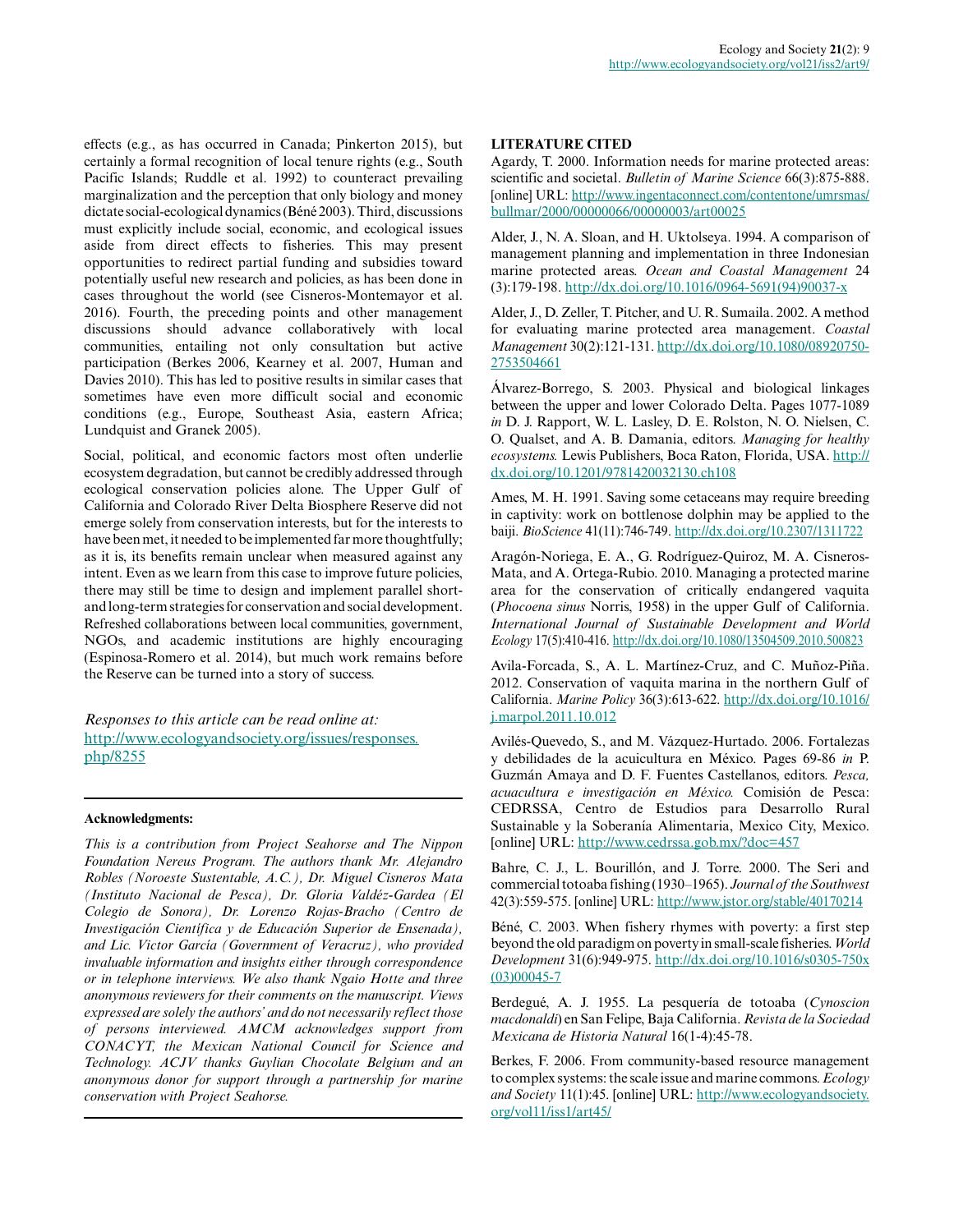effects (e.g., as has occurred in Canada; Pinkerton 2015), but certainly a formal recognition of local tenure rights (e.g., South Pacific Islands; Ruddle et al. 1992) to counteract prevailing marginalization and the perception that only biology and money dictate social-ecological dynamics (Béné 2003). Third, discussions must explicitly include social, economic, and ecological issues aside from direct effects to fisheries. This may present opportunities to redirect partial funding and subsidies toward potentially useful new research and policies, as has been done in cases throughout the world (see Cisneros-Montemayor et al. 2016). Fourth, the preceding points and other management discussions should advance collaboratively with local communities, entailing not only consultation but active participation (Berkes 2006, Kearney et al. 2007, Human and Davies 2010). This has led to positive results in similar cases that sometimes have even more difficult social and economic conditions (e.g., Europe, Southeast Asia, eastern Africa; Lundquist and Granek 2005).

Social, political, and economic factors most often underlie ecosystem degradation, but cannot be credibly addressed through ecological conservation policies alone. The Upper Gulf of California and Colorado River Delta Biosphere Reserve did not emerge solely from conservation interests, but for the interests to have been met, it needed to be implemented far more thoughtfully; as it is, its benefits remain unclear when measured against any intent. Even as we learn from this case to improve future policies, there may still be time to design and implement parallel short- and long-term strategies for conservation and social development. Refreshed collaborations between local communities, government, NGOs, and academic institutions are highly encouraging (Espinosa-Romero et al. 2014), but much work remains before the Reserve can be turned into a story of success.

*Responses to this article can be read online at:* http://www.ecologyandsociety.org/issues/responses.php/8255

---

**Acknowledgments:**

*This is a contribution from Project Seahorse and The Nippon Foundation Nereus Program. The authors thank Mr. Alejandro Robles (Noroeste Sustentable, A.C.), Dr. Miguel Cisneros Mata (Instituto Nacional de Pesca), Dr. Gloria Valdéz-Gardea (El Colegio de Sonora), Dr. Lorenzo Rojas-Bracho (Centro de Investigación Científica y de Educación Superior de Ensenada), and Lic. Victor García (Government of Veracruz), who provided invaluable information and insights either through correspondence or in telephone interviews. We also thank Ngaio Hotte and three anonymous reviewers for their comments on the manuscript. Views expressed are solely the authors' and do not necessarily reflect those of persons interviewed. AMCM acknowledges support from CONACYT, the Mexican National Council for Science and Technology. ACJV thanks Guylian Chocolate Belgium and an anonymous donor for support through a partnership for marine conservation with Project Seahorse.*

---

## LITERATURE CITED

Agardy, T. 2000. Information needs for marine protected areas: scientific and societal. *Bulletin of Marine Science* 66(3):875-888. [online] URL: http://www.ingentaconnect.com/contentone/umrsmas/bullmar/2000/00000066/00000003/art00025

Alder, J., N. A. Sloan, and H. Uktolseya. 1994. A comparison of management planning and implementation in three Indonesian marine protected areas. *Ocean and Coastal Management* 24 (3):179-198. http://dx.doi.org/10.1016/0964-5691(94)90037-x

Alder, J., D. Zeller, T. Pitcher, and U. R. Sumaila. 2002. A method for evaluating marine protected area management. *Coastal Management* 30(2):121-131. http://dx.doi.org/10.1080/08920750-2753504661

Álvarez-Borrego, S. 2003. Physical and biological linkages between the upper and lower Colorado Delta. Pages 1077-1089 *in* D. J. Rapport, W. L. Lasley, D. E. Rolston, N. O. Nielsen, C. O. Qualset, and A. B. Damania, editors. *Managing for healthy ecosystems.* Lewis Publishers, Boca Raton, Florida, USA. http://dx.doi.org/10.1201/9781420032130.ch108

Ames, M. H. 1991. Saving some cetaceans may require breeding in captivity: work on bottlenose dolphin may be applied to the baiji. *BioScience* 41(11):746-749. http://dx.doi.org/10.2307/1311722

Aragón-Noriega, E. A., G. Rodríguez-Quiroz, M. A. Cisneros-Mata, and A. Ortega-Rubio. 2010. Managing a protected marine area for the conservation of critically endangered vaquita (*Phocoena sinus* Norris, 1958) in the upper Gulf of California. *International Journal of Sustainable Development and World Ecology* 17(5):410-416. http://dx.doi.org/10.1080/13504509.2010.500823

Avila-Forcada, S., A. L. Martínez-Cruz, and C. Muñoz-Piña. 2012. Conservation of vaquita marina in the northern Gulf of California. *Marine Policy* 36(3):613-622. http://dx.doi.org/10.1016/j.marpol.2011.10.012

Avilés-Quevedo, S., and M. Vázquez-Hurtado. 2006. Fortalezas y debilidades de la acuicultura en México. Pages 69-86 *in* P. Guzmán Amaya and D. F. Fuentes Castellanos, editors. *Pesca, acuacultura e investigación en México.* Comisión de Pesca: CEDRSSA, Centro de Estudios para Desarrollo Rural Sustainable y la Soberanía Alimentaria, Mexico City, Mexico. [online] URL: http://www.cedrssa.gob.mx/?doc=457

Bahre, C. J., L. Bourillón, and J. Torre. 2000. The Seri and commercial totoaba fishing (1930–1965). *Journal of the Southwest* 42(3):559-575. [online] URL: http://www.jstor.org/stable/40170214

Béné, C. 2003. When fishery rhymes with poverty: a first step beyond the old paradigm on poverty in small-scale fisheries. *World Development* 31(6):949-975. http://dx.doi.org/10.1016/s0305-750x(03)00045-7

Berdegué, A. J. 1955. La pesquería de totoaba (*Cynoscion macdonaldi*) en San Felipe, Baja California. *Revista de la Sociedad Mexicana de Historia Natural* 16(1-4):45-78.

Berkes, F. 2006. From community-based resource management to complex systems: the scale issue and marine commons. *Ecology and Society* 11(1):45. [online] URL: http://www.ecologyandsociety.org/vol11/iss1/art45/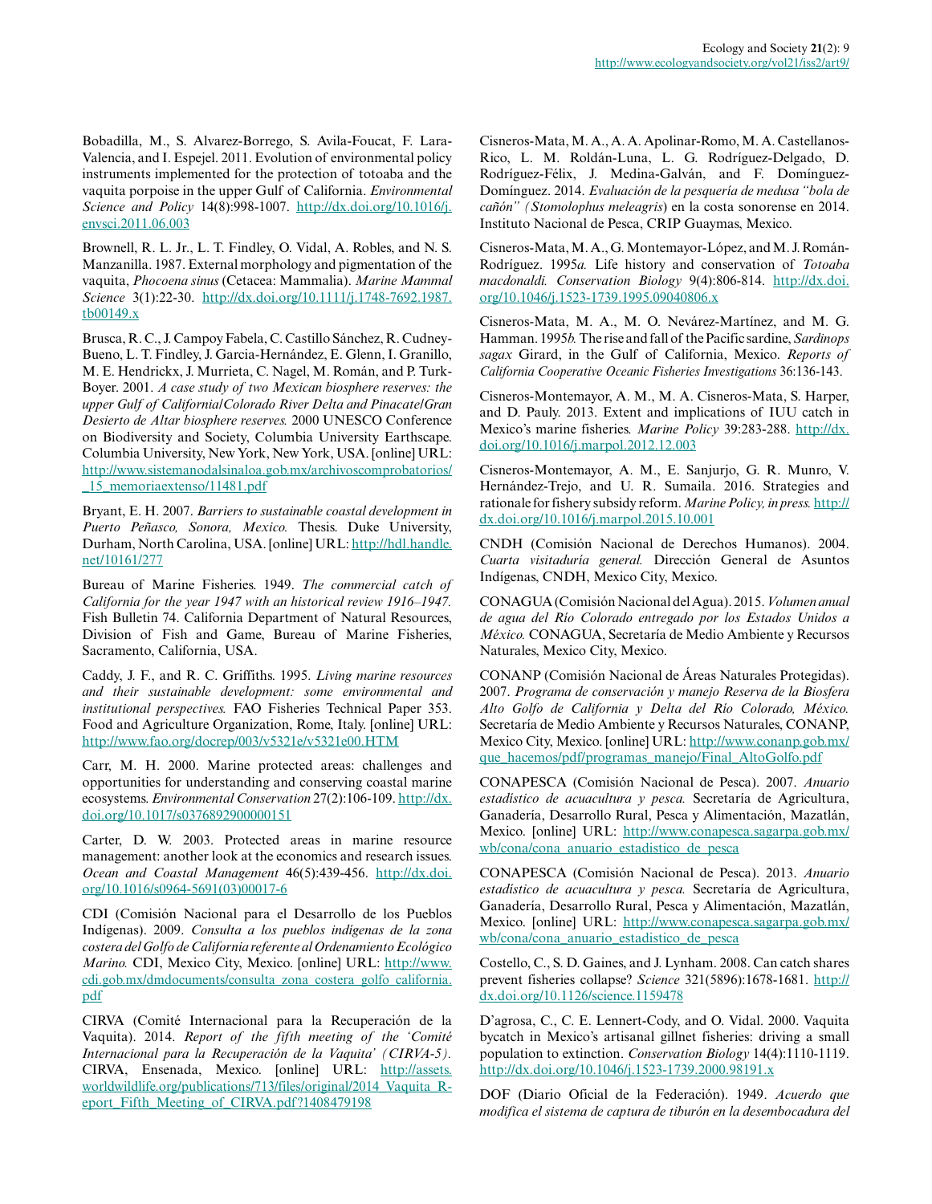Bobadilla, M., S. Alvarez-Borrego, S. Avila-Foucat, F. Lara-Valencia, and I. Espejel. 2011. Evolution of environmental policy instruments implemented for the protection of totoaba and the vaquita porpoise in the upper Gulf of California. *Environmental Science and Policy* 14(8):998-1007. http://dx.doi.org/10.1016/j.envsci.2011.06.003

Brownell, R. L. Jr., L. T. Findley, O. Vidal, A. Robles, and N. S. Manzanilla. 1987. External morphology and pigmentation of the vaquita, *Phocoena sinus* (Cetacea: Mammalia). *Marine Mammal Science* 3(1):22-30. http://dx.doi.org/10.1111/j.1748-7692.1987.tb00149.x

Brusca, R. C., J. Campoy Fabela, C. Castillo Sánchez, R. Cudney-Bueno, L. T. Findley, J. Garcia-Hernández, E. Glenn, I. Granillo, M. E. Hendrickx, J. Murrieta, C. Nagel, M. Román, and P. Turk-Boyer. 2001. *A case study of two Mexican biosphere reserves: the upper Gulf of California/Colorado River Delta and Pinacate/Gran Desierto de Altar biosphere reserves.* 2000 UNESCO Conference on Biodiversity and Society, Columbia University Earthscape. Columbia University, New York, New York, USA. [online] URL: http://www.sistemanodalsinaloa.gob.mx/archivoscomprobatorios/_15_memoriaextenso/11481.pdf

Bryant, E. H. 2007. *Barriers to sustainable coastal development in Puerto Peñasco, Sonora, Mexico.* Thesis. Duke University, Durham, North Carolina, USA. [online] URL: http://hdl.handle.net/10161/277

Bureau of Marine Fisheries. 1949. *The commercial catch of California for the year 1947 with an historical review 1916–1947.* Fish Bulletin 74. California Department of Natural Resources, Division of Fish and Game, Bureau of Marine Fisheries, Sacramento, California, USA.

Caddy, J. F., and R. C. Griffiths. 1995. *Living marine resources and their sustainable development: some environmental and institutional perspectives.* FAO Fisheries Technical Paper 353. Food and Agriculture Organization, Rome, Italy. [online] URL: http://www.fao.org/docrep/003/v5321e/v5321e00.HTM

Carr, M. H. 2000. Marine protected areas: challenges and opportunities for understanding and conserving coastal marine ecosystems. *Environmental Conservation* 27(2):106-109. http://dx.doi.org/10.1017/s0376892900000151

Carter, D. W. 2003. Protected areas in marine resource management: another look at the economics and research issues. *Ocean and Coastal Management* 46(5):439-456. http://dx.doi.org/10.1016/s0964-5691(03)00017-6

CDI (Comisión Nacional para el Desarrollo de los Pueblos Indígenas). 2009. *Consulta a los pueblos indígenas de la zona costera del Golfo de California referente al Ordenamiento Ecológico Marino.* CDI, Mexico City, Mexico. [online] URL: http://www.cdi.gob.mx/dmdocuments/consulta_zona_costera_golfo_california.pdf

CIRVA (Comité Internacional para la Recuperación de la Vaquita). 2014. *Report of the fifth meeting of the 'Comité Internacional para la Recuperación de la Vaquita' (CIRVA-5).* CIRVA, Ensenada, Mexico. [online] URL: http://assets.worldwildlife.org/publications/713/files/original/2014_Vaquita_Report_Fifth_Meeting_of_CIRVA.pdf?1408479198

Cisneros-Mata, M. A., A. A. Apolinar-Romo, M. A. Castellanos-Rico, L. M. Roldán-Luna, L. G. Rodríguez-Delgado, D. Rodríguez-Félix, J. Medina-Galván, and F. Domínguez-Domínguez. 2014. *Evaluación de la pesquería de medusa "bola de cañón" (Stomolophus meleagris) en la costa sonorense en 2014.* Instituto Nacional de Pesca, CRIP Guaymas, Mexico.

Cisneros-Mata, M. A., G. Montemayor-López, and M. J. Román-Rodríguez. 1995*a.* Life history and conservation of *Totoaba macdonaldi. Conservation Biology* 9(4):806-814. http://dx.doi.org/10.1046/j.1523-1739.1995.09040806.x

Cisneros-Mata, M. A., M. O. Nevárez-Martínez, and M. G. Hamman. 1995*b.* The rise and fall of the Pacific sardine, *Sardinops sagax* Girard, in the Gulf of California, Mexico. *Reports of California Cooperative Oceanic Fisheries Investigations* 36:136-143.

Cisneros-Montemayor, A. M., M. A. Cisneros-Mata, S. Harper, and D. Pauly. 2013. Extent and implications of IUU catch in Mexico's marine fisheries. *Marine Policy* 39:283-288. http://dx.doi.org/10.1016/j.marpol.2012.12.003

Cisneros-Montemayor, A. M., E. Sanjurjo, G. R. Munro, V. Hernández-Trejo, and U. R. Sumaila. 2016. Strategies and rationale for fishery subsidy reform. *Marine Policy, in press.* http://dx.doi.org/10.1016/j.marpol.2015.10.001

CNDH (Comisión Nacional de Derechos Humanos). 2004. *Cuarta visitaduría general.* Dirección General de Asuntos Indígenas, CNDH, Mexico City, Mexico.

CONAGUA (Comisión Nacional del Agua). 2015. *Volumen anual de agua del Río Colorado entregado por los Estados Unidos a México.* CONAGUA, Secretaría de Medio Ambiente y Recursos Naturales, Mexico City, Mexico.

CONANP (Comisión Nacional de Áreas Naturales Protegidas). 2007. *Programa de conservación y manejo Reserva de la Biosfera Alto Golfo de California y Delta del Río Colorado, México.* Secretaría de Medio Ambiente y Recursos Naturales, CONANP, Mexico City, Mexico. [online] URL: http://www.conanp.gob.mx/que_hacemos/pdf/programas_manejo/Final_AltoGolfo.pdf

CONAPESCA (Comisión Nacional de Pesca). 2007. *Anuario estadístico de acuacultura y pesca.* Secretaría de Agricultura, Ganadería, Desarrollo Rural, Pesca y Alimentación, Mazatlán, Mexico. [online] URL: http://www.conapesca.sagarpa.gob.mx/wb/cona/cona_anuario_estadistico_de_pesca

CONAPESCA (Comisión Nacional de Pesca). 2013. *Anuario estadístico de acuacultura y pesca.* Secretaría de Agricultura, Ganadería, Desarrollo Rural, Pesca y Alimentación, Mazatlán, Mexico. [online] URL: http://www.conapesca.sagarpa.gob.mx/wb/cona/cona_anuario_estadistico_de_pesca

Costello, C., S. D. Gaines, and J. Lynham. 2008. Can catch shares prevent fisheries collapse? *Science* 321(5896):1678-1681. http://dx.doi.org/10.1126/science.1159478

D'agrosa, C., C. E. Lennert-Cody, and O. Vidal. 2000. Vaquita bycatch in Mexico's artisanal gillnet fisheries: driving a small population to extinction. *Conservation Biology* 14(4):1110-1119. http://dx.doi.org/10.1046/j.1523-1739.2000.98191.x

DOF (Diario Oficial de la Federación). 1949. *Acuerdo que modifica el sistema de captura de tiburón en la desembocadura del*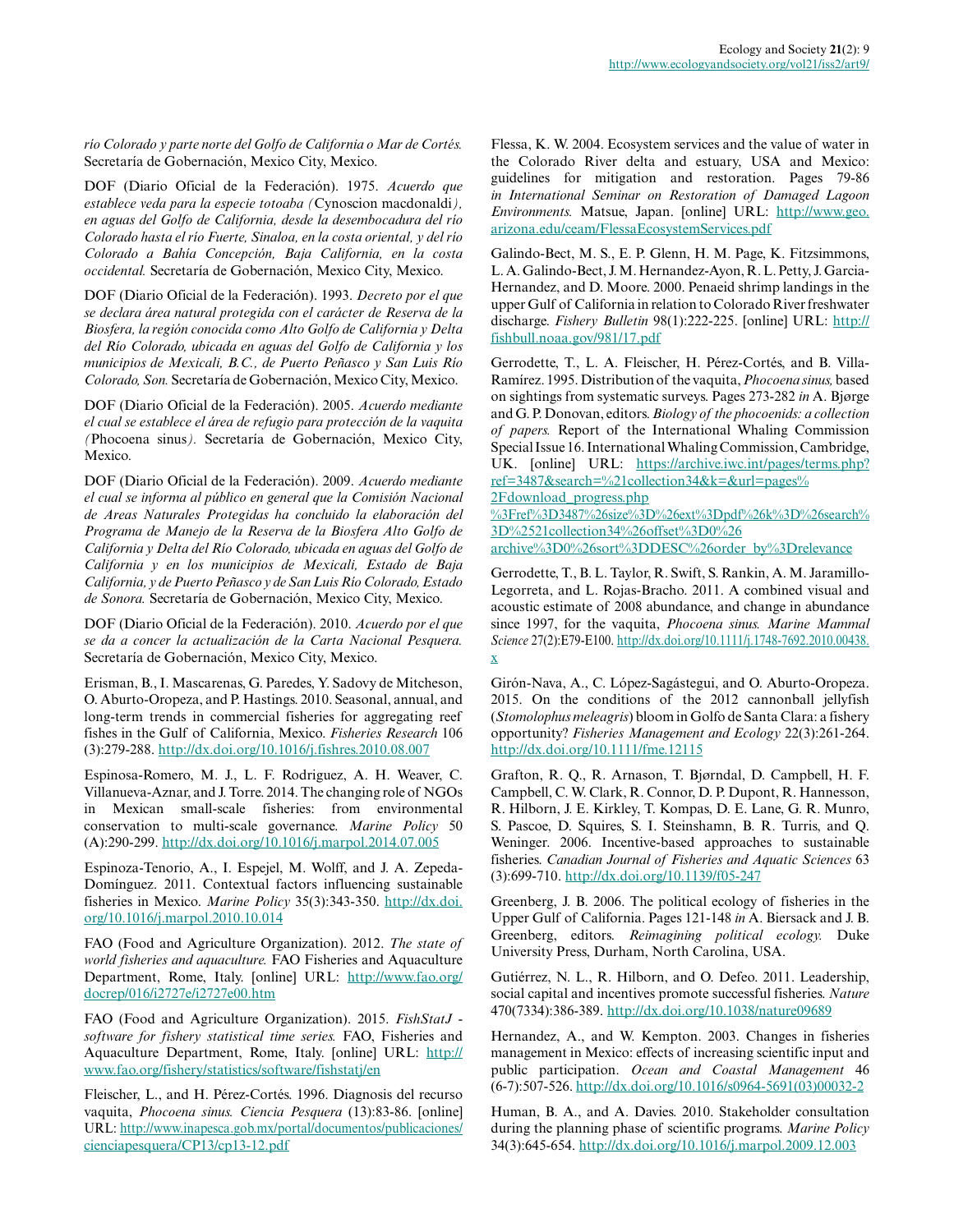*río Colorado y parte norte del Golfo de California o Mar de Cortés.* Secretaría de Gobernación, Mexico City, Mexico.

DOF (Diario Oficial de la Federación). 1975. *Acuerdo que establece veda para la especie totoaba (*Cynoscion macdonaldi*), en aguas del Golfo de California, desde la desembocadura del río Colorado hasta el río Fuerte, Sinaloa, en la costa oriental, y del río Colorado a Bahía Concepción, Baja California, en la costa occidental.* Secretaría de Gobernación, Mexico City, Mexico.

DOF (Diario Oficial de la Federación). 1993. *Decreto por el que se declara área natural protegida con el carácter de Reserva de la Biosfera, la región conocida como Alto Golfo de California y Delta del Río Colorado, ubicada en aguas del Golfo de California y los municipios de Mexicali, B.C., de Puerto Peñasco y San Luis Río Colorado, Son.* Secretaría de Gobernación, Mexico City, Mexico.

DOF (Diario Oficial de la Federación). 2005. *Acuerdo mediante el cual se establece el área de refugio para protección de la vaquita (*Phocoena sinus*).* Secretaría de Gobernación, Mexico City, Mexico.

DOF (Diario Oficial de la Federación). 2009. *Acuerdo mediante el cual se informa al público en general que la Comisión Nacional de Areas Naturales Protegidas ha concluido la elaboración del Programa de Manejo de la Reserva de la Biosfera Alto Golfo de California y Delta del Río Colorado, ubicada en aguas del Golfo de California y en los municipios de Mexicali, Estado de Baja California, y de Puerto Peñasco y de San Luis Río Colorado, Estado de Sonora.* Secretaría de Gobernación, Mexico City, Mexico.

DOF (Diario Oficial de la Federación). 2010. *Acuerdo por el que se da a concer la actualización de la Carta Nacional Pesquera.* Secretaría de Gobernación, Mexico City, Mexico.

Erisman, B., I. Mascarenas, G. Paredes, Y. Sadovy de Mitcheson, O. Aburto-Oropeza, and P. Hastings. 2010. Seasonal, annual, and long-term trends in commercial fisheries for aggregating reef fishes in the Gulf of California, Mexico. *Fisheries Research* 106 (3):279-288. http://dx.doi.org/10.1016/j.fishres.2010.08.007

Espinosa-Romero, M. J., L. F. Rodriguez, A. H. Weaver, C. Villanueva-Aznar, and J. Torre. 2014. The changing role of NGOs in Mexican small-scale fisheries: from environmental conservation to multi-scale governance. *Marine Policy* 50 (A):290-299. http://dx.doi.org/10.1016/j.marpol.2014.07.005

Espinoza-Tenorio, A., I. Espejel, M. Wolff, and J. A. Zepeda-Domínguez. 2011. Contextual factors influencing sustainable fisheries in Mexico. *Marine Policy* 35(3):343-350. http://dx.doi.org/10.1016/j.marpol.2010.10.014

FAO (Food and Agriculture Organization). 2012. *The state of world fisheries and aquaculture.* FAO Fisheries and Aquaculture Department, Rome, Italy. [online] URL: http://www.fao.org/docrep/016/i2727e/i2727e00.htm

FAO (Food and Agriculture Organization). 2015. *FishStatJ - software for fishery statistical time series.* FAO, Fisheries and Aquaculture Department, Rome, Italy. [online] URL: http://www.fao.org/fishery/statistics/software/fishstatj/en

Fleischer, L., and H. Pérez-Cortés. 1996. Diagnosis del recurso vaquita, *Phocoena sinus. Ciencia Pesquera* (13):83-86. [online] URL: http://www.inapesca.gob.mx/portal/documentos/publicaciones/cienciapesquera/CP13/cp13-12.pdf

Flessa, K. W. 2004. Ecosystem services and the value of water in the Colorado River delta and estuary, USA and Mexico: guidelines for mitigation and restoration. Pages 79-86 *in International Seminar on Restoration of Damaged Lagoon Environments.* Matsue, Japan. [online] URL: http://www.geo.arizona.edu/ceam/FlessaEcosystemServices.pdf

Galindo-Bect, M. S., E. P. Glenn, H. M. Page, K. Fitzsimmons, L. A. Galindo-Bect, J. M. Hernandez-Ayon, R. L. Petty, J. Garcia-Hernandez, and D. Moore. 2000. Penaeid shrimp landings in the upper Gulf of California in relation to Colorado River freshwater discharge. *Fishery Bulletin* 98(1):222-225. [online] URL: http://fishbull.noaa.gov/981/17.pdf

Gerrodette, T., L. A. Fleischer, H. Pérez-Cortés, and B. Villa-Ramírez. 1995. Distribution of the vaquita, *Phocoena sinus,* based on sightings from systematic surveys. Pages 273-282 *in* A. Bjørge and G. P. Donovan, editors. *Biology of the phocoenids: a collection of papers.* Report of the International Whaling Commission Special Issue 16. International Whaling Commission, Cambridge, UK. [online] URL: https://archive.iwc.int/pages/terms.php?ref=3487&search=%21collection34&k=&url=pages%2Fdownload_progress.php%3Fref%3D3487%26size%3D%26ext%3Dpdf%26k%3D%26search%3D%2521collection34%26offset%3D0%26archive%3D0%26sort%3DDESC%26order_by%3Drelevance

Gerrodette, T., B. L. Taylor, R. Swift, S. Rankin, A. M. Jaramillo-Legorreta, and L. Rojas-Bracho. 2011. A combined visual and acoustic estimate of 2008 abundance, and change in abundance since 1997, for the vaquita, *Phocoena sinus. Marine Mammal Science* 27(2):E79-E100. http://dx.doi.org/10.1111/j.1748-7692.2010.00438.x

Girón-Nava, A., C. López-Sagástegui, and O. Aburto-Oropeza. 2015. On the conditions of the 2012 cannonball jellyfish (*Stomolophus meleagris*) bloom in Golfo de Santa Clara: a fishery opportunity? *Fisheries Management and Ecology* 22(3):261-264. http://dx.doi.org/10.1111/fme.12115

Grafton, R. Q., R. Arnason, T. Bjørndal, D. Campbell, H. F. Campbell, C. W. Clark, R. Connor, D. P. Dupont, R. Hannesson, R. Hilborn, J. E. Kirkley, T. Kompas, D. E. Lane, G. R. Munro, S. Pascoe, D. Squires, S. I. Steinshamn, B. R. Turris, and Q. Weninger. 2006. Incentive-based approaches to sustainable fisheries. *Canadian Journal of Fisheries and Aquatic Sciences* 63 (3):699-710. http://dx.doi.org/10.1139/f05-247

Greenberg, J. B. 2006. The political ecology of fisheries in the Upper Gulf of California. Pages 121-148 *in* A. Biersack and J. B. Greenberg, editors. *Reimagining political ecology.* Duke University Press, Durham, North Carolina, USA.

Gutiérrez, N. L., R. Hilborn, and O. Defeo. 2011. Leadership, social capital and incentives promote successful fisheries. *Nature* 470(7334):386-389. http://dx.doi.org/10.1038/nature09689

Hernandez, A., and W. Kempton. 2003. Changes in fisheries management in Mexico: effects of increasing scientific input and public participation. *Ocean and Coastal Management* 46 (6-7):507-526. http://dx.doi.org/10.1016/s0964-5691(03)00032-2

Human, B. A., and A. Davies. 2010. Stakeholder consultation during the planning phase of scientific programs. *Marine Policy* 34(3):645-654. http://dx.doi.org/10.1016/j.marpol.2009.12.003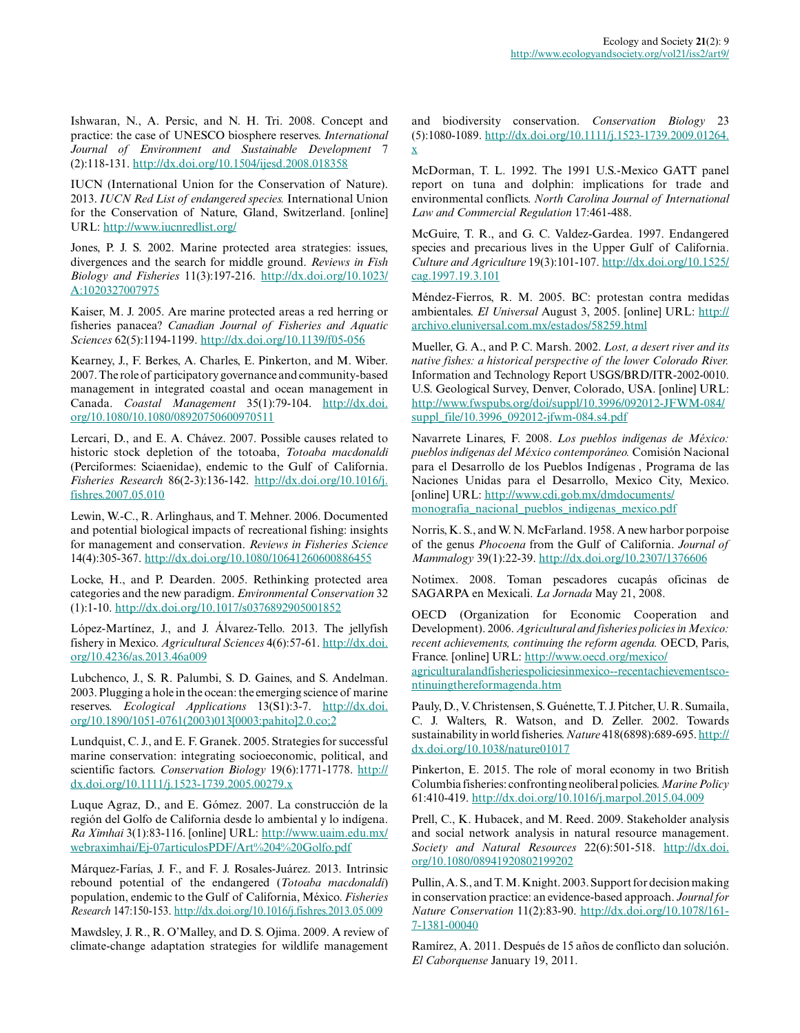Ishwaran, N., A. Persic, and N. H. Tri. 2008. Concept and practice: the case of UNESCO biosphere reserves. *International Journal of Environment and Sustainable Development* 7 (2):118-131. http://dx.doi.org/10.1504/ijesd.2008.018358

IUCN (International Union for the Conservation of Nature). 2013. *IUCN Red List of endangered species.* International Union for the Conservation of Nature, Gland, Switzerland. [online] URL: http://www.iucnredlist.org/

Jones, P. J. S. 2002. Marine protected area strategies: issues, divergences and the search for middle ground. *Reviews in Fish Biology and Fisheries* 11(3):197-216. http://dx.doi.org/10.1023/A:1020327007975

Kaiser, M. J. 2005. Are marine protected areas a red herring or fisheries panacea? *Canadian Journal of Fisheries and Aquatic Sciences* 62(5):1194-1199. http://dx.doi.org/10.1139/f05-056

Kearney, J., F. Berkes, A. Charles, E. Pinkerton, and M. Wiber. 2007. The role of participatory governance and community-based management in integrated coastal and ocean management in Canada. *Coastal Management* 35(1):79-104. http://dx.doi.org/10.1080/10.1080/08920750600970511

Lercari, D., and E. A. Chávez. 2007. Possible causes related to historic stock depletion of the totoaba, *Totoaba macdonaldi* (Perciformes: Sciaenidae), endemic to the Gulf of California. *Fisheries Research* 86(2-3):136-142. http://dx.doi.org/10.1016/j.fishres.2007.05.010

Lewin, W.-C., R. Arlinghaus, and T. Mehner. 2006. Documented and potential biological impacts of recreational fishing: insights for management and conservation. *Reviews in Fisheries Science* 14(4):305-367. http://dx.doi.org/10.1080/10641260600886455

Locke, H., and P. Dearden. 2005. Rethinking protected area categories and the new paradigm. *Environmental Conservation* 32 (1):1-10. http://dx.doi.org/10.1017/s0376892905001852

López-Martínez, J., and J. Álvarez-Tello. 2013. The jellyfish fishery in Mexico. *Agricultural Sciences* 4(6):57-61. http://dx.doi.org/10.4236/as.2013.46a009

Lubchenco, J., S. R. Palumbi, S. D. Gaines, and S. Andelman. 2003. Plugging a hole in the ocean: the emerging science of marine reserves. *Ecological Applications* 13(S1):3-7. http://dx.doi.org/10.1890/1051-0761(2003)013[0003:pahito]2.0.co;2

Lundquist, C. J., and E. F. Granek. 2005. Strategies for successful marine conservation: integrating socioeconomic, political, and scientific factors. *Conservation Biology* 19(6):1771-1778. http://dx.doi.org/10.1111/j.1523-1739.2005.00279.x

Luque Agraz, D., and E. Gómez. 2007. La construcción de la región del Golfo de California desde lo ambiental y lo indígena. *Ra Ximhai* 3(1):83-116. [online] URL: http://www.uaim.edu.mx/webraximhai/Ej-07articulosPDF/Art%204%20Golfo.pdf

Márquez-Farías, J. F., and F. J. Rosales-Juárez. 2013. Intrinsic rebound potential of the endangered (*Totoaba macdonaldi*) population, endemic to the Gulf of California, México. *Fisheries Research* 147:150-153. http://dx.doi.org/10.1016/j.fishres.2013.05.009

Mawdsley, J. R., R. O'Malley, and D. S. Ojima. 2009. A review of climate-change adaptation strategies for wildlife management and biodiversity conservation. *Conservation Biology* 23 (5):1080-1089. http://dx.doi.org/10.1111/j.1523-1739.2009.01264.x

McDorman, T. L. 1992. The 1991 U.S.-Mexico GATT panel report on tuna and dolphin: implications for trade and environmental conflicts. *North Carolina Journal of International Law and Commercial Regulation* 17:461-488.

McGuire, T. R., and G. C. Valdez-Gardea. 1997. Endangered species and precarious lives in the Upper Gulf of California. *Culture and Agriculture* 19(3):101-107. http://dx.doi.org/10.1525/cag.1997.19.3.101

Méndez-Fierros, R. M. 2005. BC: protestan contra medidas ambientales. *El Universal* August 3, 2005. [online] URL: http://archivo.eluniversal.com.mx/estados/58259.html

Mueller, G. A., and P. C. Marsh. 2002. *Lost, a desert river and its native fishes: a historical perspective of the lower Colorado River.* Information and Technology Report USGS/BRD/ITR-2002-0010. U.S. Geological Survey, Denver, Colorado, USA. [online] URL: http://www.fwspubs.org/doi/suppl/10.3996/092012-JFWM-084/suppl_file/10.3996_092012-jfwm-084.s4.pdf

Navarrete Linares, F. 2008. *Los pueblos indígenas de México: pueblos indígenas del México contemporáneo.* Comisión Nacional para el Desarrollo de los Pueblos Indígenas , Programa de las Naciones Unidas para el Desarrollo, Mexico City, Mexico. [online] URL: http://www.cdi.gob.mx/dmdocuments/monografia_nacional_pueblos_indigenas_mexico.pdf

Norris, K. S., and W. N. McFarland. 1958. A new harbor porpoise of the genus *Phocoena* from the Gulf of California. *Journal of Mammalogy* 39(1):22-39. http://dx.doi.org/10.2307/1376606

Notimex. 2008. Toman pescadores cucapás oficinas de SAGARPA en Mexicali. *La Jornada* May 21, 2008.

OECD (Organization for Economic Cooperation and Development). 2006. *Agricultural and fisheries policies in Mexico: recent achievements, continuing the reform agenda.* OECD, Paris, France. [online] URL: http://www.oecd.org/mexico/agriculturalandfisheriespoliciesinmexico--recentachievementscontinuingthereformagenda.htm

Pauly, D., V. Christensen, S. Guénette, T. J. Pitcher, U. R. Sumaila, C. J. Walters, R. Watson, and D. Zeller. 2002. Towards sustainability in world fisheries. *Nature* 418(6898):689-695. http://dx.doi.org/10.1038/nature01017

Pinkerton, E. 2015. The role of moral economy in two British Columbia fisheries: confronting neoliberal policies. *Marine Policy* 61:410-419. http://dx.doi.org/10.1016/j.marpol.2015.04.009

Prell, C., K. Hubacek, and M. Reed. 2009. Stakeholder analysis and social network analysis in natural resource management. *Society and Natural Resources* 22(6):501-518. http://dx.doi.org/10.1080/08941920802199202

Pullin, A. S., and T. M. Knight. 2003. Support for decision making in conservation practice: an evidence-based approach. *Journal for Nature Conservation* 11(2):83-90. http://dx.doi.org/10.1078/161-7-1381-00040

Ramírez, A. 2011. Después de 15 años de conflicto dan solución. *El Caborquense* January 19, 2011.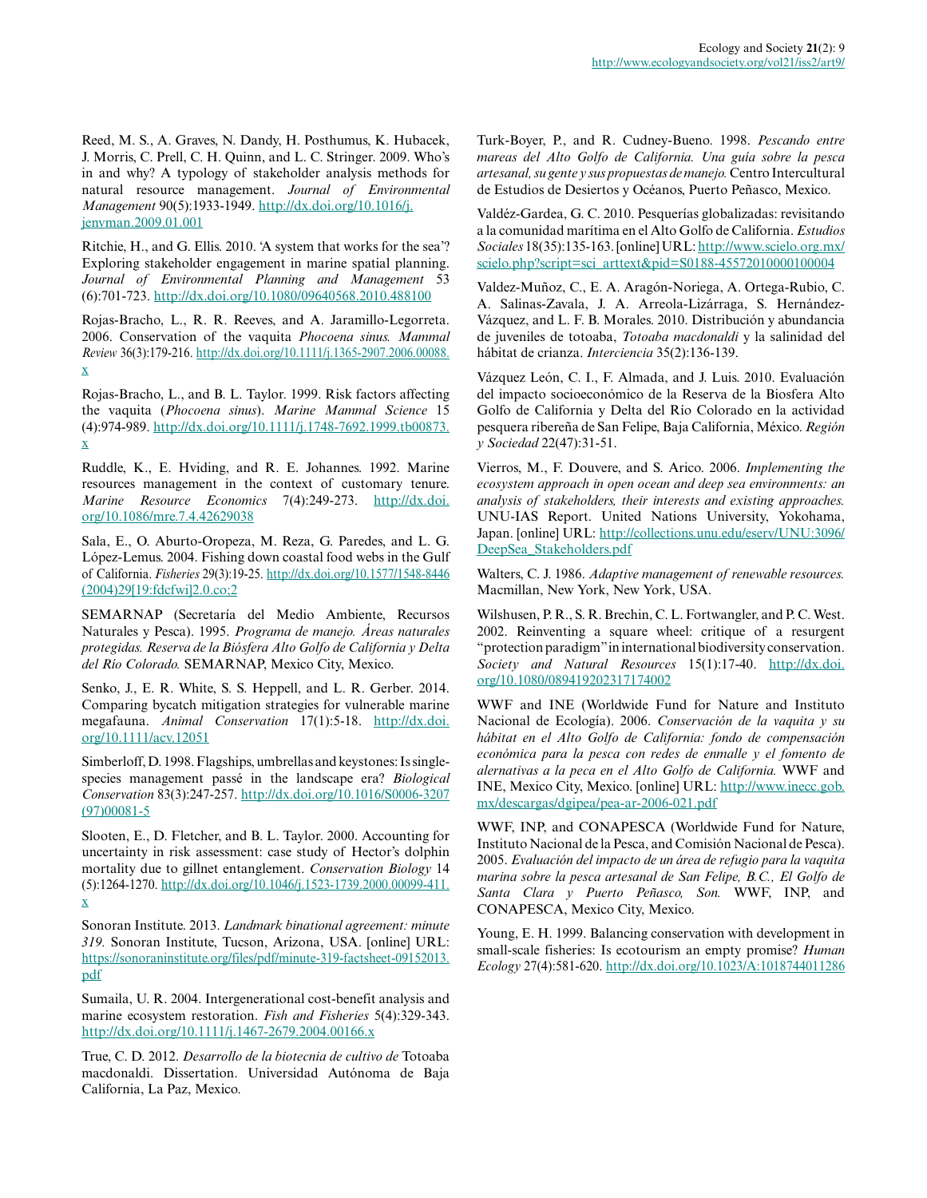Reed, M. S., A. Graves, N. Dandy, H. Posthumus, K. Hubacek, J. Morris, C. Prell, C. H. Quinn, and L. C. Stringer. 2009. Who's in and why? A typology of stakeholder analysis methods for natural resource management. *Journal of Environmental Management* 90(5):1933-1949. http://dx.doi.org/10.1016/j.jenvman.2009.01.001

Ritchie, H., and G. Ellis. 2010. 'A system that works for the sea'? Exploring stakeholder engagement in marine spatial planning. *Journal of Environmental Planning and Management* 53 (6):701-723. http://dx.doi.org/10.1080/09640568.2010.488100

Rojas-Bracho, L., R. R. Reeves, and A. Jaramillo-Legorreta. 2006. Conservation of the vaquita *Phocoena sinus*. *Mammal Review* 36(3):179-216. http://dx.doi.org/10.1111/j.1365-2907.2006.00088.x

Rojas-Bracho, L., and B. L. Taylor. 1999. Risk factors affecting the vaquita (*Phocoena sinus*). *Marine Mammal Science* 15 (4):974-989. http://dx.doi.org/10.1111/j.1748-7692.1999.tb00873.x

Ruddle, K., E. Hviding, and R. E. Johannes. 1992. Marine resources management in the context of customary tenure. *Marine Resource Economics* 7(4):249-273. http://dx.doi.org/10.1086/mre.7.4.42629038

Sala, E., O. Aburto-Oropeza, M. Reza, G. Paredes, and L. G. López-Lemus. 2004. Fishing down coastal food webs in the Gulf of California. *Fisheries* 29(3):19-25. http://dx.doi.org/10.1577/1548-8446(2004)29[19:fdcfwi]2.0.co;2

SEMARNAP (Secretaría del Medio Ambiente, Recursos Naturales y Pesca). 1995. *Programa de manejo. Áreas naturales protegidas. Reserva de la Biósfera Alto Golfo de California y Delta del Río Colorado.* SEMARNAP, Mexico City, Mexico.

Senko, J., E. R. White, S. S. Heppell, and L. R. Gerber. 2014. Comparing bycatch mitigation strategies for vulnerable marine megafauna. *Animal Conservation* 17(1):5-18. http://dx.doi.org/10.1111/acv.12051

Simberloff, D. 1998. Flagships, umbrellas and keystones: Is single-species management passé in the landscape era? *Biological Conservation* 83(3):247-257. http://dx.doi.org/10.1016/S0006-3207(97)00081-5

Slooten, E., D. Fletcher, and B. L. Taylor. 2000. Accounting for uncertainty in risk assessment: case study of Hector's dolphin mortality due to gillnet entanglement. *Conservation Biology* 14 (5):1264-1270. http://dx.doi.org/10.1046/j.1523-1739.2000.00099-411.x

Sonoran Institute. 2013. *Landmark binational agreement: minute 319.* Sonoran Institute, Tucson, Arizona, USA. [online] URL: https://sonoraninstitute.org/files/pdf/minute-319-factsheet-09152013.pdf

Sumaila, U. R. 2004. Intergenerational cost-benefit analysis and marine ecosystem restoration. *Fish and Fisheries* 5(4):329-343. http://dx.doi.org/10.1111/j.1467-2679.2004.00166.x

True, C. D. 2012. *Desarrollo de la biotecnia de cultivo de* Totoaba macdonaldi. Dissertation. Universidad Autónoma de Baja California, La Paz, Mexico.

Turk-Boyer, P., and R. Cudney-Bueno. 1998. *Pescando entre mareas del Alto Golfo de California. Una guía sobre la pesca artesanal, su gente y sus propuestas de manejo.* Centro Intercultural de Estudios de Desiertos y Océanos, Puerto Peñasco, Mexico.

Valdéz-Gardea, G. C. 2010. Pesquerías globalizadas: revisitando a la comunidad marítima en el Alto Golfo de California. *Estudios Sociales* 18(35):135-163. [online] URL: http://www.scielo.org.mx/scielo.php?script=sci_arttext&pid=S0188-45572010000100004

Valdez-Muñoz, C., E. A. Aragón-Noriega, A. Ortega-Rubio, C. A. Salinas-Zavala, J. A. Arreola-Lizárraga, S. Hernández-Vázquez, and L. F. B. Morales. 2010. Distribución y abundancia de juveniles de totoaba, *Totoaba macdonaldi* y la salinidad del hábitat de crianza. *Interciencia* 35(2):136-139.

Vázquez León, C. I., F. Almada, and J. Luis. 2010. Evaluación del impacto socioeconómico de la Reserva de la Biosfera Alto Golfo de California y Delta del Río Colorado en la actividad pesquera ribereña de San Felipe, Baja California, México. *Región y Sociedad* 22(47):31-51.

Vierros, M., F. Douvere, and S. Arico. 2006. *Implementing the ecosystem approach in open ocean and deep sea environments: an analysis of stakeholders, their interests and existing approaches.* UNU-IAS Report. United Nations University, Yokohama, Japan. [online] URL: http://collections.unu.edu/eserv/UNU:3096/DeepSea_Stakeholders.pdf

Walters, C. J. 1986. *Adaptive management of renewable resources.* Macmillan, New York, New York, USA.

Wilshusen, P. R., S. R. Brechin, C. L. Fortwangler, and P. C. West. 2002. Reinventing a square wheel: critique of a resurgent "protection paradigm" in international biodiversity conservation. *Society and Natural Resources* 15(1):17-40. http://dx.doi.org/10.1080/089419202317174002

WWF and INE (Worldwide Fund for Nature and Instituto Nacional de Ecología). 2006. *Conservación de la vaquita y su hábitat en el Alto Golfo de California: fondo de compensación económica para la pesca con redes de enmalle y el fomento de alernativas a la peca en el Alto Golfo de California.* WWF and INE, Mexico City, Mexico. [online] URL: http://www.inecc.gob.mx/descargas/dgipea/pea-ar-2006-021.pdf

WWF, INP, and CONAPESCA (Worldwide Fund for Nature, Instituto Nacional de la Pesca, and Comisión Nacional de Pesca). 2005. *Evaluación del impacto de un área de refugio para la vaquita marina sobre la pesca artesanal de San Felipe, B.C., El Golfo de Santa Clara y Puerto Peñasco, Son.* WWF, INP, and CONAPESCA, Mexico City, Mexico.

Young, E. H. 1999. Balancing conservation with development in small-scale fisheries: Is ecotourism an empty promise? *Human Ecology* 27(4):581-620. http://dx.doi.org/10.1023/A:1018744011286